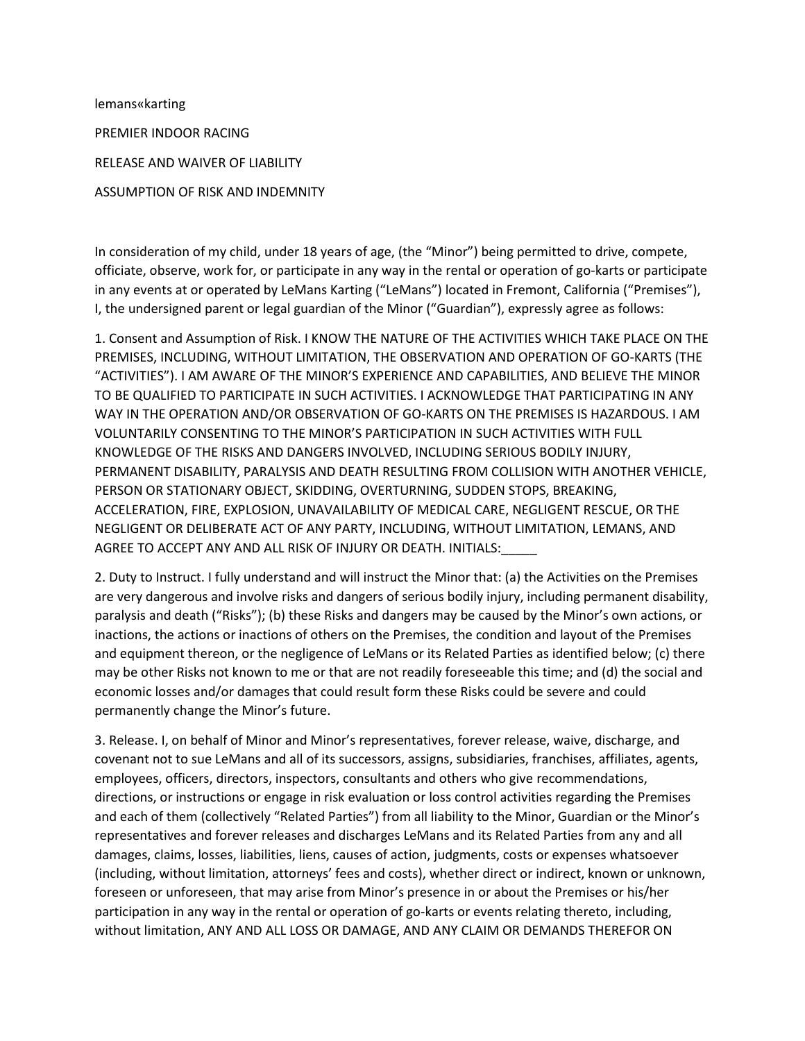lemans«karting

PREMIER INDOOR RACING

# RELEASE AND WAIVER OF LIABILITY

# ASSUMPTION OF RISK AND INDEMNITY

In consideration of my child, under 18 years of age, (the "Minor") being permitted to drive, compete, officiate, observe, work for, or participate in any way in the rental or operation of go-karts or participate in any events at or operated by LeMans Karting ("LeMans") located in Fremont, California ("Premises"), I, the undersigned parent or legal guardian of the Minor ("Guardian"), expressly agree as follows:

1. Consent and Assumption of Risk. I KNOW THE NATURE OF THE ACTIVITIES WHICH TAKE PLACE ON THE PREMISES, INCLUDING, WITHOUT LIMITATION, THE OBSERVATION AND OPERATION OF GO-KARTS (THE "ACTIVITIES"). I AM AWARE OF THE MINOR'S EXPERIENCE AND CAPABILITIES, AND BELIEVE THE MINOR TO BE QUALIFIED TO PARTICIPATE IN SUCH ACTIVITIES. I ACKNOWLEDGE THAT PARTICIPATING IN ANY WAY IN THE OPERATION AND/OR OBSERVATION OF GO-KARTS ON THE PREMISES IS HAZARDOUS. I AM VOLUNTARILY CONSENTING TO THE MINOR'S PARTICIPATION IN SUCH ACTIVITIES WITH FULL KNOWLEDGE OF THE RISKS AND DANGERS INVOLVED, INCLUDING SERIOUS BODILY INJURY, PERMANENT DISABILITY, PARALYSIS AND DEATH RESULTING FROM COLLISION WITH ANOTHER VEHICLE, PERSON OR STATIONARY OBJECT, SKIDDING, OVERTURNING, SUDDEN STOPS, BREAKING, ACCELERATION, FIRE, EXPLOSION, UNAVAILABILITY OF MEDICAL CARE, NEGLIGENT RESCUE, OR THE NEGLIGENT OR DELIBERATE ACT OF ANY PARTY, INCLUDING, WITHOUT LIMITATION, LEMANS, AND AGREE TO ACCEPT ANY AND ALL RISK OF INJURY OR DEATH. INITIALS:_____

2. Duty to Instruct. I fully understand and will instruct the Minor that: (a) the Activities on the Premises are very dangerous and involve risks and dangers of serious bodily injury, including permanent disability, paralysis and death ("Risks"); (b) these Risks and dangers may be caused by the Minor's own actions, or inactions, the actions or inactions of others on the Premises, the condition and layout of the Premises and equipment thereon, or the negligence of LeMans or its Related Parties as identified below; (c) there may be other Risks not known to me or that are not readily foreseeable this time; and (d) the social and economic losses and/or damages that could result form these Risks could be severe and could permanently change the Minor's future.

3. Release. I, on behalf of Minor and Minor's representatives, forever release, waive, discharge, and covenant not to sue LeMans and all of its successors, assigns, subsidiaries, franchises, affiliates, agents, employees, officers, directors, inspectors, consultants and others who give recommendations, directions, or instructions or engage in risk evaluation or loss control activities regarding the Premises and each of them (collectively "Related Parties") from all liability to the Minor, Guardian or the Minor's representatives and forever releases and discharges LeMans and its Related Parties from any and all damages, claims, losses, liabilities, liens, causes of action, judgments, costs or expenses whatsoever (including, without limitation, attorneys' fees and costs), whether direct or indirect, known or unknown, foreseen or unforeseen, that may arise from Minor's presence in or about the Premises or his/her participation in any way in the rental or operation of go-karts or events relating thereto, including, without limitation, ANY AND ALL LOSS OR DAMAGE, AND ANY CLAIM OR DEMANDS THEREFOR ON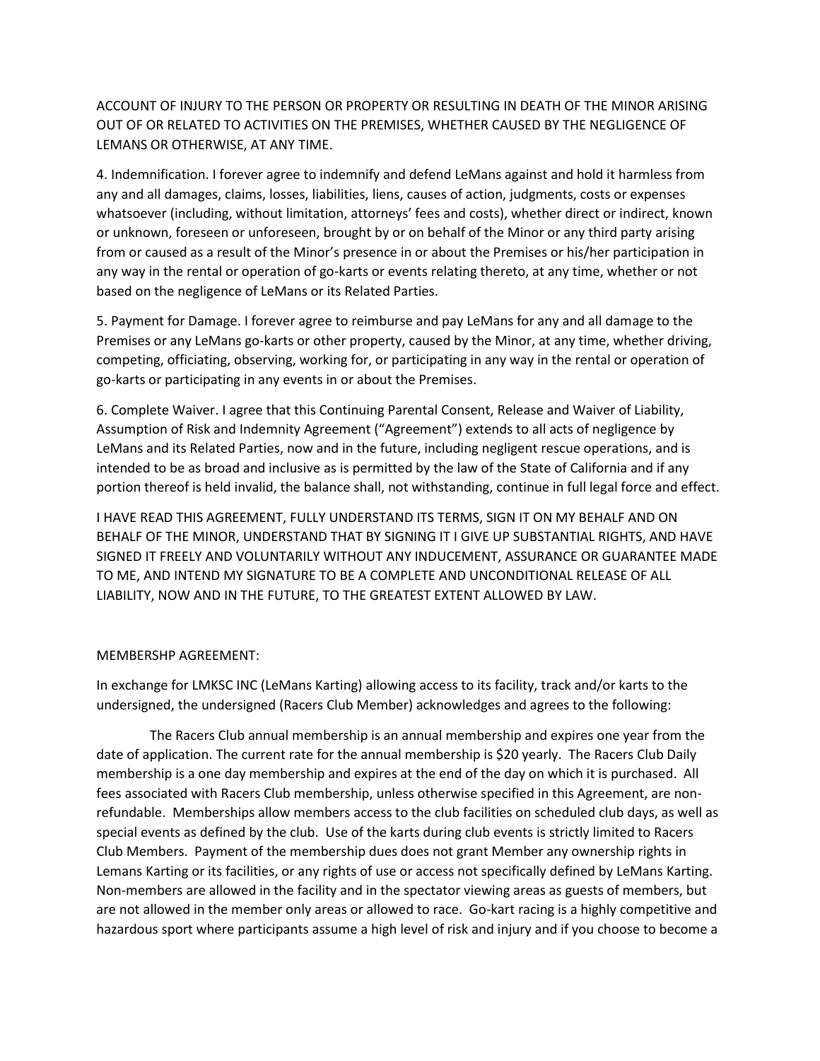ACCOUNT OF INJURY TO THE PERSON OR PROPERTY OR RESULTING IN DEATH OF THE MINOR ARISING OUT OF OR RELATED TO ACTIVITIES ON THE PREMISES, WHETHER CAUSED BY THE NEGLIGENCE OF LEMANS OR OTHERWISE, AT ANY TIME.

4. Indemnification. I forever agree to indemnify and defend LeMans against and hold it harmless from any and all damages, claims, losses, liabilities, liens, causes of action, judgments, costs or expenses whatsoever (including, without limitation, attorneys' fees and costs), whether direct or indirect, known or unknown, foreseen or unforeseen, brought by or on behalf of the Minor or any third party arising from or caused as a result of the Minor's presence in or about the Premises or his/her participation in any way in the rental or operation of go-karts or events relating thereto, at any time, whether or not based on the negligence of LeMans or its Related Parties.

5. Payment for Damage. I forever agree to reimburse and pay LeMans for any and all damage to the Premises or any LeMans go-karts or other property, caused by the Minor, at any time, whether driving, competing, officiating, observing, working for, or participating in any way in the rental or operation of go-karts or participating in any events in or about the Premises.

6. Complete Waiver. I agree that this Continuing Parental Consent, Release and Waiver of Liability, Assumption of Risk and Indemnity Agreement ("Agreement") extends to all acts of negligence by LeMans and its Related Parties, now and in the future, including negligent rescue operations, and is intended to be as broad and inclusive as is permitted by the law of the State of California and if any portion thereof is held invalid, the balance shall, not withstanding, continue in full legal force and effect.

I HAVE READ THIS AGREEMENT, FULLY UNDERSTAND ITS TERMS, SIGN IT ON MY BEHALF AND ON BEHALF OF THE MINOR, UNDERSTAND THAT BY SIGNING IT I GIVE UP SUBSTANTIAL RIGHTS, AND HAVE SIGNED IT FREELY AND VOLUNTARILY WITHOUT ANY INDUCEMENT, ASSURANCE OR GUARANTEE MADE TO ME, AND INTEND MY SIGNATURE TO BE A COMPLETE AND UNCONDITIONAL RELEASE OF ALL LIABILITY, NOW AND IN THE FUTURE, TO THE GREATEST EXTENT ALLOWED BY LAW.

MEMBERSHP AGREEMENT:

In exchange for LMKSC INC (LeMans Karting) allowing access to its facility, track and/or karts to the undersigned, the undersigned (Racers Club Member) acknowledges and agrees to the following:

The Racers Club annual membership is an annual membership and expires one year from the date of application. The current rate for the annual membership is $20 yearly. The Racers Club Daily membership is a one day membership and expires at the end of the day on which it is purchased. All fees associated with Racers Club membership, unless otherwise specified in this Agreement, are non-refundable. Memberships allow members access to the club facilities on scheduled club days, as well as special events as defined by the club. Use of the karts during club events is strictly limited to Racers Club Members. Payment of the membership dues does not grant Member any ownership rights in Lemans Karting or its facilities, or any rights of use or access not specifically defined by LeMans Karting. Non-members are allowed in the facility and in the spectator viewing areas as guests of members, but are not allowed in the member only areas or allowed to race. Go-kart racing is a highly competitive and hazardous sport where participants assume a high level of risk and injury and if you choose to become a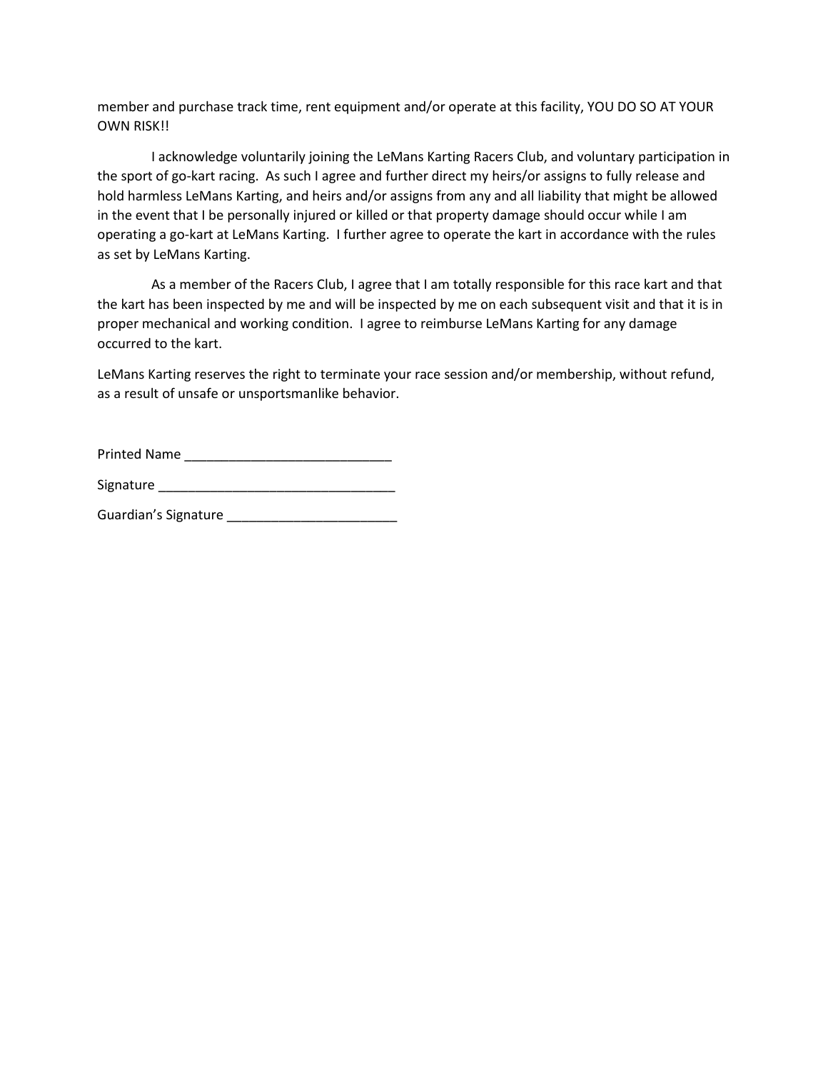member and purchase track time, rent equipment and/or operate at this facility, YOU DO SO AT YOUR OWN RISK!!

I acknowledge voluntarily joining the LeMans Karting Racers Club, and voluntary participation in the sport of go-kart racing. As such I agree and further direct my heirs/or assigns to fully release and hold harmless LeMans Karting, and heirs and/or assigns from any and all liability that might be allowed in the event that I be personally injured or killed or that property damage should occur while I am operating a go-kart at LeMans Karting. I further agree to operate the kart in accordance with the rules as set by LeMans Karting.

As a member of the Racers Club, I agree that I am totally responsible for this race kart and that the kart has been inspected by me and will be inspected by me on each subsequent visit and that it is in proper mechanical and working condition. I agree to reimburse LeMans Karting for any damage occurred to the kart.

LeMans Karting reserves the right to terminate your race session and/or membership, without refund, as a result of unsafe or unsportsmanlike behavior.

Printed Name ____________________________

Signature ________________________________

Guardian's Signature _______________________